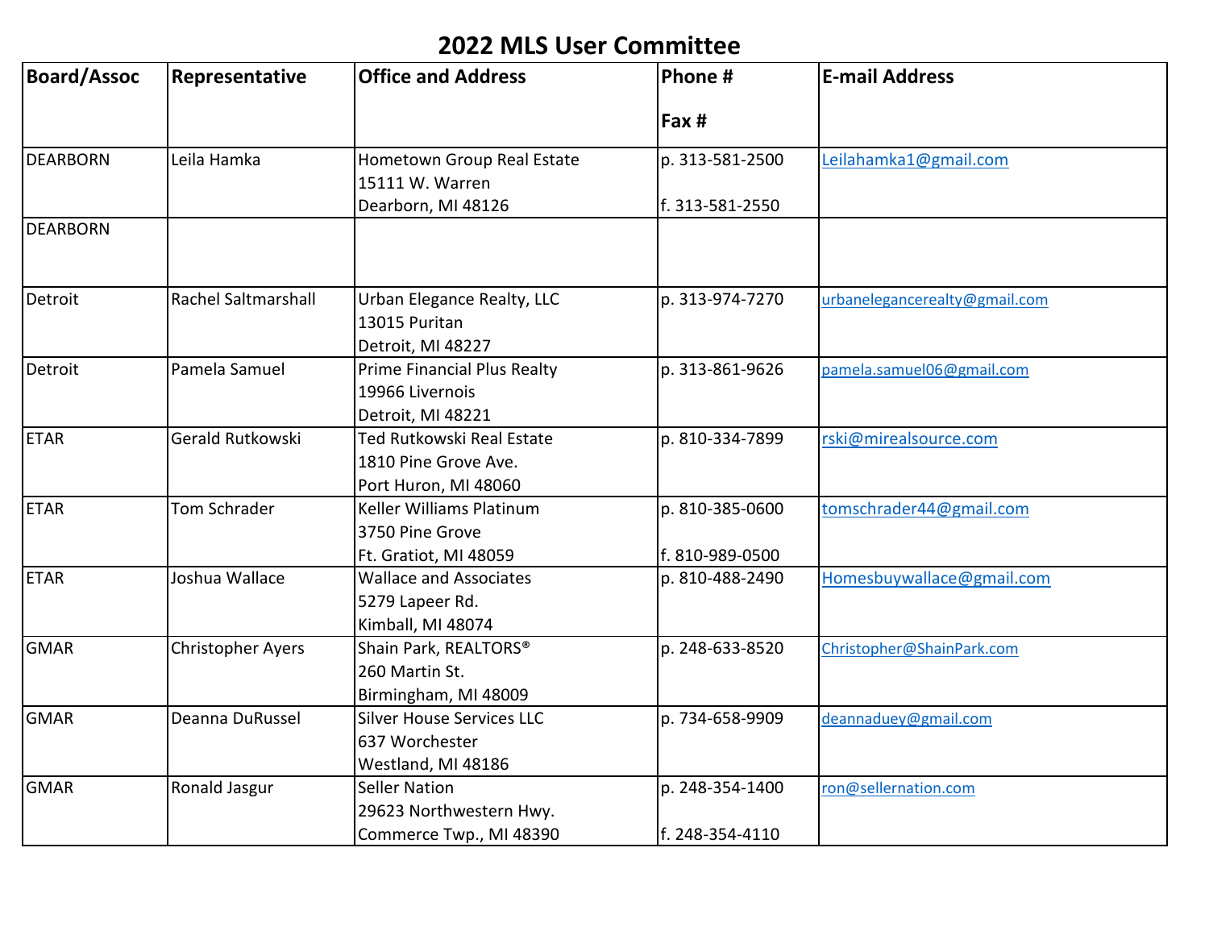# 2022 MLS User Committee

| Board/Assoc | Representative | Office and Address | Phone #<br><br>Fax # | E-mail Address |
|---|---|---|---|---|
| DEARBORN | Leila Hamka | Hometown Group Real Estate<br>15111 W. Warren<br>Dearborn, MI 48126 | p. 313-581-2500<br><br>f. 313-581-2550 | Leilahamka1@gmail.com |
| DEARBORN | | | | |
| Detroit | Rachel Saltmarshall | Urban Elegance Realty, LLC<br>13015 Puritan<br>Detroit, MI 48227 | p. 313-974-7270 | urbanelegancerealty@gmail.com |
| Detroit | Pamela Samuel | Prime Financial Plus Realty<br>19966 Livernois<br>Detroit, MI 48221 | p. 313-861-9626 | pamela.samuel06@gmail.com |
| ETAR | Gerald Rutkowski | Ted Rutkowski Real Estate<br>1810 Pine Grove Ave.<br>Port Huron, MI 48060 | p. 810-334-7899 | rski@mirealsource.com |
| ETAR | Tom Schrader | Keller Williams Platinum<br>3750 Pine Grove<br>Ft. Gratiot, MI 48059 | p. 810-385-0600<br><br>f. 810-989-0500 | tomschrader44@gmail.com |
| ETAR | Joshua Wallace | Wallace and Associates<br>5279 Lapeer Rd.<br>Kimball, MI 48074 | p. 810-488-2490 | Homesbuywallace@gmail.com |
| GMAR | Christopher Ayers | Shain Park, REALTORS®<br>260 Martin St.<br>Birmingham, MI 48009 | p. 248-633-8520 | Christopher@ShainPark.com |
| GMAR | Deanna DuRussel | Silver House Services LLC<br>637 Worchester<br>Westland, MI 48186 | p. 734-658-9909 | deannaduey@gmail.com |
| GMAR | Ronald Jasgur | Seller Nation<br>29623 Northwestern Hwy.<br>Commerce Twp., MI 48390 | p. 248-354-1400<br><br>f. 248-354-4110 | ron@sellernation.com |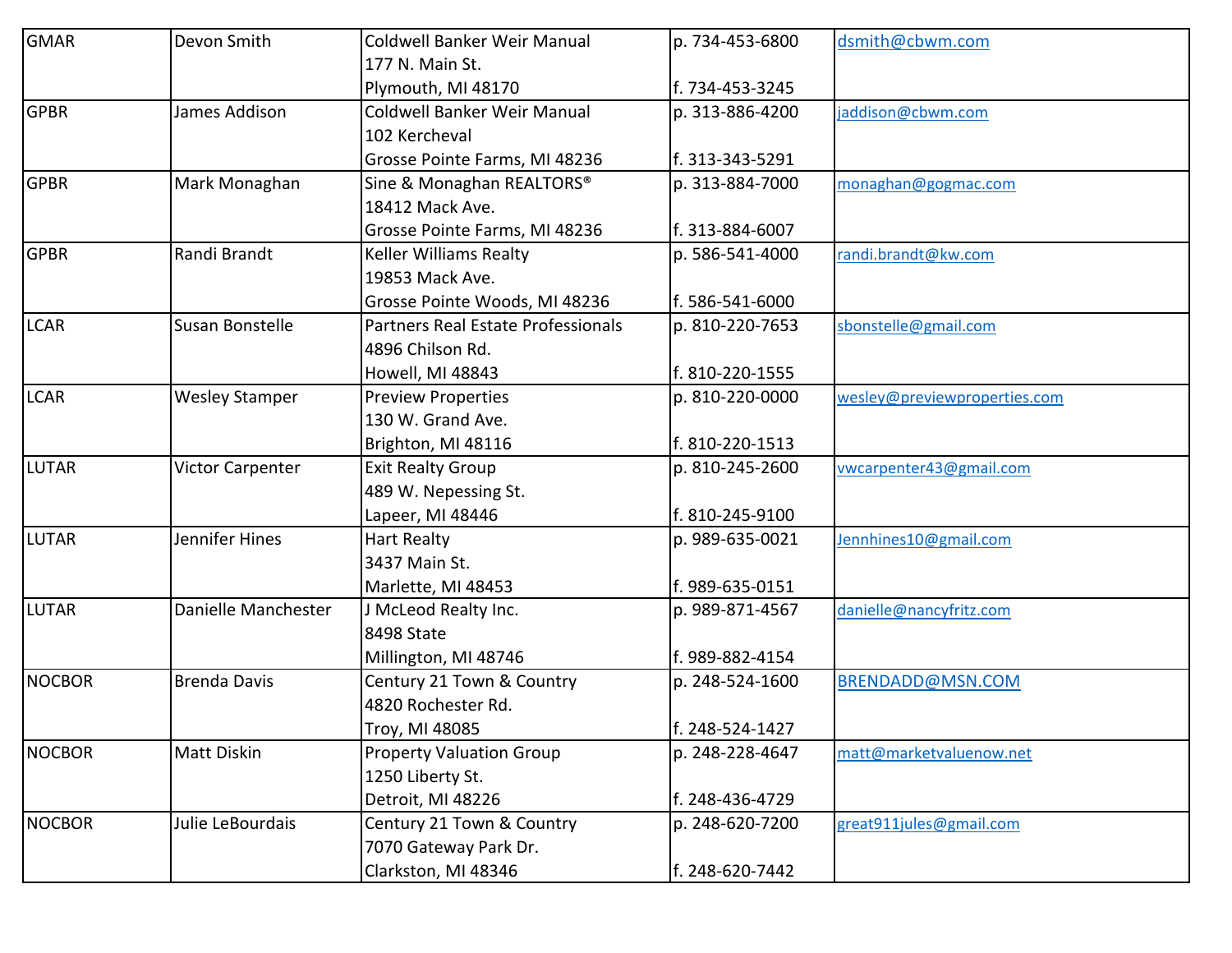| | | | | |
|---|---|---|---|---|
| GMAR | Devon Smith | Coldwell Banker Weir Manual<br>177 N. Main St.<br>Plymouth, MI 48170 | p. 734-453-6800<br><br>f. 734-453-3245 | dsmith@cbwm.com |
| GPBR | James Addison | Coldwell Banker Weir Manual<br>102 Kercheval<br>Grosse Pointe Farms, MI 48236 | p. 313-886-4200<br><br>f. 313-343-5291 | jaddison@cbwm.com |
| GPBR | Mark Monaghan | Sine & Monaghan REALTORS®<br>18412 Mack Ave.<br>Grosse Pointe Farms, MI 48236 | p. 313-884-7000<br><br>f. 313-884-6007 | monaghan@gogmac.com |
| GPBR | Randi Brandt | Keller Williams Realty<br>19853 Mack Ave.<br>Grosse Pointe Woods, MI 48236 | p. 586-541-4000<br><br>f. 586-541-6000 | randi.brandt@kw.com |
| LCAR | Susan Bonstelle | Partners Real Estate Professionals<br>4896 Chilson Rd.<br>Howell, MI 48843 | p. 810-220-7653<br><br>f. 810-220-1555 | sbonstelle@gmail.com |
| LCAR | Wesley Stamper | Preview Properties<br>130 W. Grand Ave.<br>Brighton, MI 48116 | p. 810-220-0000<br><br>f. 810-220-1513 | wesley@previewproperties.com |
| LUTAR | Victor Carpenter | Exit Realty Group<br>489 W. Nepessing St.<br>Lapeer, MI 48446 | p. 810-245-2600<br><br>f. 810-245-9100 | vwcarpenter43@gmail.com |
| LUTAR | Jennifer Hines | Hart Realty<br>3437 Main St.<br>Marlette, MI 48453 | p. 989-635-0021<br><br>f. 989-635-0151 | Jennhines10@gmail.com |
| LUTAR | Danielle Manchester | J McLeod Realty Inc.<br>8498 State<br>Millington, MI 48746 | p. 989-871-4567<br><br>f. 989-882-4154 | danielle@nancyfritz.com |
| NOCBOR | Brenda Davis | Century 21 Town & Country<br>4820 Rochester Rd.<br>Troy, MI 48085 | p. 248-524-1600<br><br>f. 248-524-1427 | BRENDADD@MSN.COM |
| NOCBOR | Matt Diskin | Property Valuation Group<br>1250 Liberty St.<br>Detroit, MI 48226 | p. 248-228-4647<br><br>f. 248-436-4729 | matt@marketvaluenow.net |
| NOCBOR | Julie LeBourdais | Century 21 Town & Country<br>7070 Gateway Park Dr.<br>Clarkston, MI 48346 | p. 248-620-7200<br><br>f. 248-620-7442 | great911jules@gmail.com |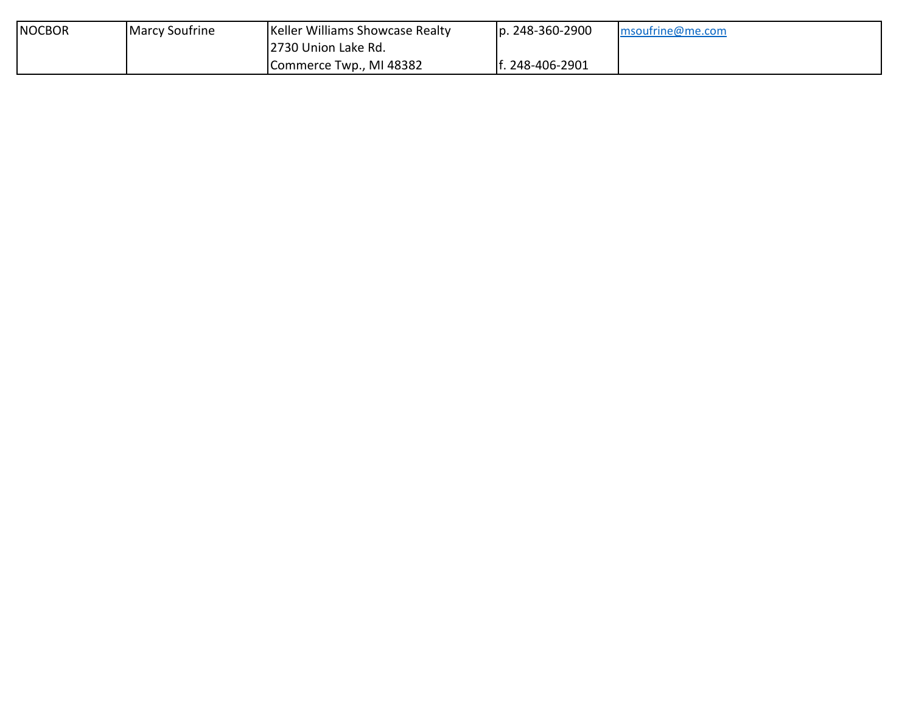| | | | | |
|---|---|---|---|---|
| NOCBOR | Marcy Soufrine | Keller Williams Showcase Realty<br>2730 Union Lake Rd.<br>Commerce Twp., MI 48382 | p. 248-360-2900<br><br>f. 248-406-2901 | msoufrine@me.com |